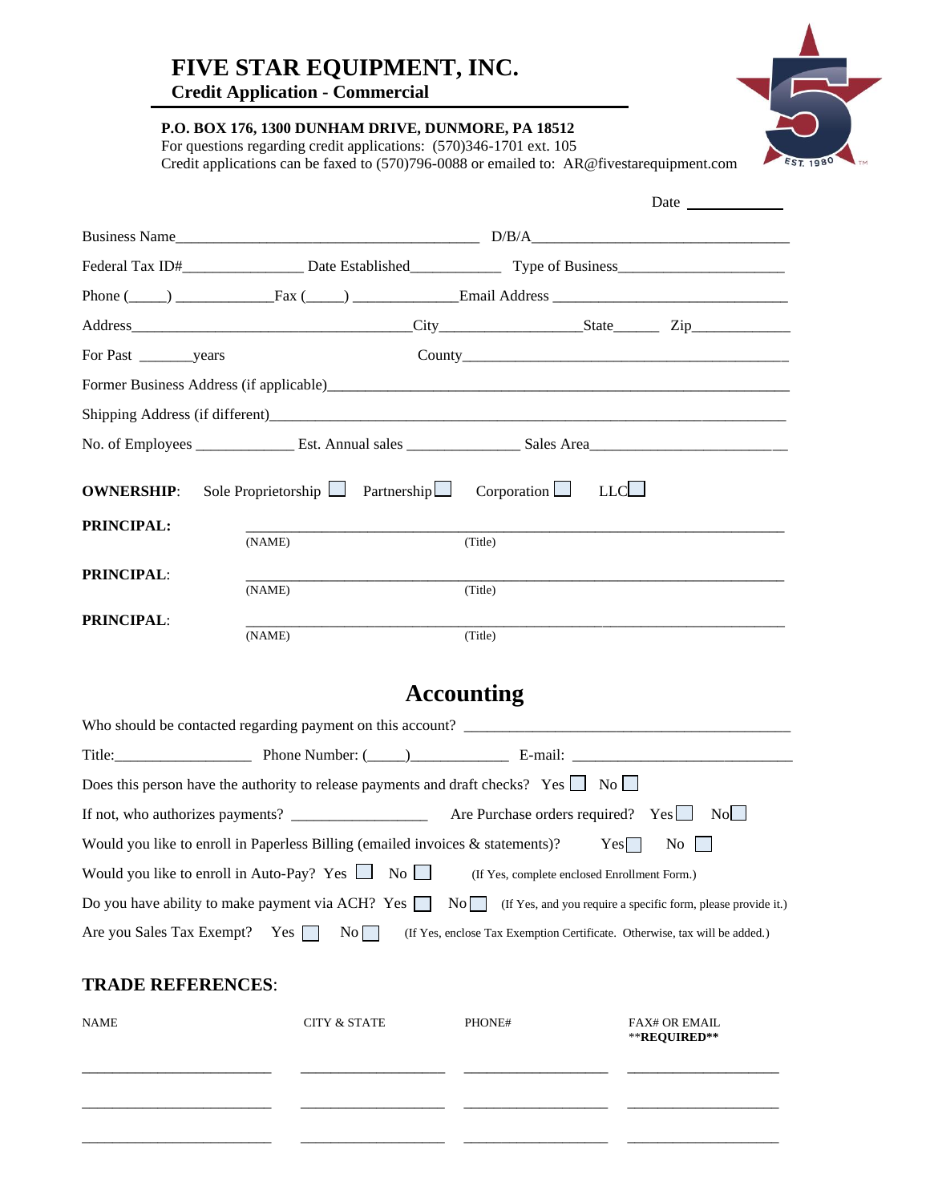# FIVE STAR EQUIPMENT, INC.

## Credit Application - Commercial

**P.O. BOX 176, 1300 DUNHAM DRIVE, DUNMORE, PA 18512**
For questions regarding credit applications: (570)346-1701 ext. 105
Credit applications can be faxed to (570)796-0088 or emailed to: AR@fivestarequipment.com

Date ____________

Business Name________________________________________ D/B/A__________________________________

Federal Tax ID#________________ Date Established____________ Type of Business______________________

Phone (_____) _____________Fax (_____) _____________Email Address _______________________________

Address_____________________________________City__________________State______ Zip_____________

For Past _______years County___________________________________________

Former Business Address (if applicable)_______________________________________________________________

Shipping Address (if different)_______________________________________________________________________

No. of Employees _____________ Est. Annual sales _______________ Sales Area___________________________

**OWNERSHIP**: Sole Proprietorship ☐ Partnership ☐ Corporation ☐ LLC☐

**PRINCIPAL:** ______________________________________________________________________
(NAME) (Title)

**PRINCIPAL**: ______________________________________________________________________
(NAME) (Title)

**PRINCIPAL**: ______________________________________________________________________
(NAME) (Title)

## Accounting

Who should be contacted regarding payment on this account? ___________________________________________

Title:_________________ Phone Number: (_____)____________ E-mail: ____________________________

Does this person have the authority to release payments and draft checks? Yes ☐ No ☐

If not, who authorizes payments? _________________ Are Purchase orders required? Yes ☐ No ☐

Would you like to enroll in Paperless Billing (emailed invoices & statements)? Yes ☐ No ☐

Would you like to enroll in Auto-Pay? Yes ☐ No ☐ (If Yes, complete enclosed Enrollment Form.)

Do you have ability to make payment via ACH? Yes ☐ No ☐ (If Yes, and you require a specific form, please provide it.)

Are you Sales Tax Exempt? Yes ☐ No ☐ (If Yes, enclose Tax Exemption Certificate. Otherwise, tax will be added.)

### TRADE REFERENCES:

| NAME | CITY & STATE | PHONE# | FAX# OR EMAIL **REQUIRED** |
|---|---|---|---|
| ________________________ | ___________________ | ___________________ | ____________________ |
| ________________________ | ___________________ | ___________________ | ____________________ |
| ________________________ | ___________________ | ___________________ | ____________________ |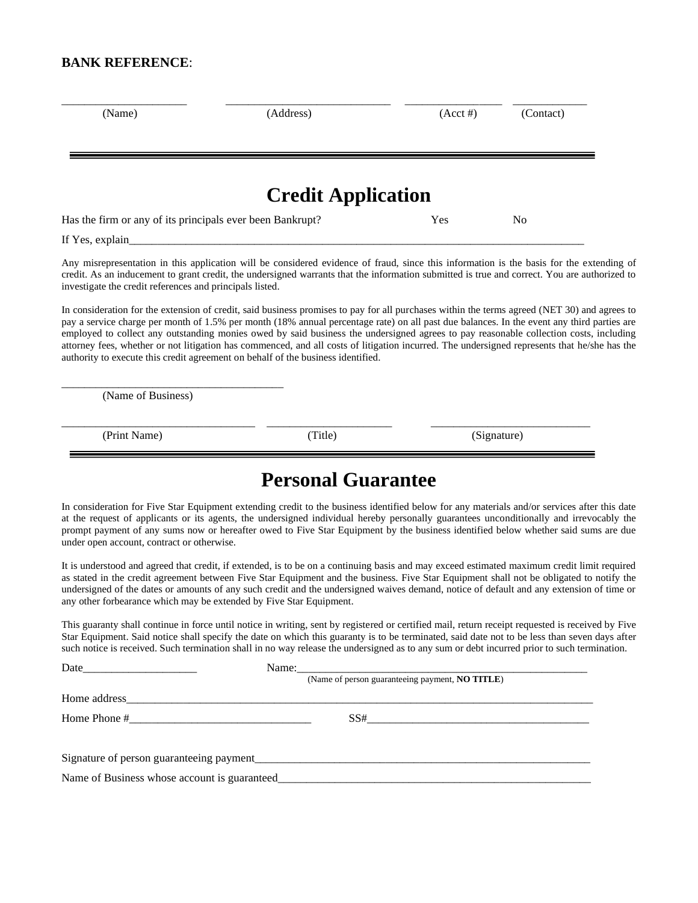**BANK REFERENCE**:

\_\_\_\_\_\_\_\_\_\_\_\_\_\_\_\_\_\_\_\_\_ \_\_\_\_\_\_\_\_\_\_\_\_\_\_\_\_\_\_\_\_\_\_\_\_\_\_\_\_ \_\_\_\_\_\_\_\_\_\_\_\_\_\_\_\_ \_\_\_\_\_\_\_\_\_\_\_\_
(Name) (Address) (Acct #) (Contact)

---

# Credit Application

Has the firm or any of its principals ever been Bankrupt? Yes No

If Yes, explain\_\_\_\_\_\_\_\_\_\_\_\_\_\_\_\_\_\_\_\_\_\_\_\_\_\_\_\_\_\_\_\_\_\_\_\_\_\_\_\_\_\_\_\_\_\_\_\_\_\_\_\_\_\_\_\_\_\_\_\_\_\_\_\_\_\_\_\_\_\_\_\_\_\_\_\_\_\_\_\_\_\_

Any misrepresentation in this application will be considered evidence of fraud, since this information is the basis for the extending of credit. As an inducement to grant credit, the undersigned warrants that the information submitted is true and correct. You are authorized to investigate the credit references and principals listed.

In consideration for the extension of credit, said business promises to pay for all purchases within the terms agreed (NET 30) and agrees to pay a service charge per month of 1.5% per month (18% annual percentage rate) on all past due balances. In the event any third parties are employed to collect any outstanding monies owed by said business the undersigned agrees to pay reasonable collection costs, including attorney fees, whether or not litigation has commenced, and all costs of litigation incurred. The undersigned represents that he/she has the authority to execute this credit agreement on behalf of the business identified.

\_\_\_\_\_\_\_\_\_\_\_\_\_\_\_\_\_\_\_\_\_\_\_\_\_\_\_\_\_\_\_\_\_\_\_\_\_\_
(Name of Business)

\_\_\_\_\_\_\_\_\_\_\_\_\_\_\_\_\_\_\_\_\_\_\_\_\_\_\_\_\_\_\_\_\_ \_\_\_\_\_\_\_\_\_\_\_\_\_\_\_\_\_\_\_\_\_\_ \_\_\_\_\_\_\_\_\_\_\_\_\_\_\_\_\_\_\_\_\_\_\_\_\_\_\_
(Print Name) (Title) (Signature)

---

# Personal Guarantee

In consideration for Five Star Equipment extending credit to the business identified below for any materials and/or services after this date at the request of applicants or its agents, the undersigned individual hereby personally guarantees unconditionally and irrevocably the prompt payment of any sums now or hereafter owed to Five Star Equipment by the business identified below whether said sums are due under open account, contract or otherwise.

It is understood and agreed that credit, if extended, is to be on a continuing basis and may exceed estimated maximum credit limit required as stated in the credit agreement between Five Star Equipment and the business. Five Star Equipment shall not be obligated to notify the undersigned of the dates or amounts of any such credit and the undersigned waives demand, notice of default and any extension of time or any other forbearance which may be extended by Five Star Equipment.

This guaranty shall continue in force until notice in writing, sent by registered or certified mail, return receipt requested is received by Five Star Equipment. Said notice shall specify the date on which this guaranty is to be terminated, said date not to be less than seven days after such notice is received. Such termination shall in no way release the undersigned as to any sum or debt incurred prior to such termination.

Date\_\_\_\_\_\_\_\_\_\_\_\_\_\_\_\_\_\_\_\_ Name:\_\_\_\_\_\_\_\_\_\_\_\_\_\_\_\_\_\_\_\_\_\_\_\_\_\_\_\_\_\_\_\_\_\_\_\_\_\_\_\_\_\_\_\_\_\_\_\_\_\_\_\_
(Name of person guaranteeing payment, **NO TITLE**)

Home address\_\_\_\_\_\_\_\_\_\_\_\_\_\_\_\_\_\_\_\_\_\_\_\_\_\_\_\_\_\_\_\_\_\_\_\_\_\_\_\_\_\_\_\_\_\_\_\_\_\_\_\_\_\_\_\_\_\_\_\_\_\_\_\_\_\_\_\_\_\_\_\_\_\_\_\_\_\_\_\_\_\_

Home Phone #\_\_\_\_\_\_\_\_\_\_\_\_\_\_\_\_\_\_\_\_\_\_\_\_\_\_\_\_\_\_\_\_ SS#\_\_\_\_\_\_\_\_\_\_\_\_\_\_\_\_\_\_\_\_\_\_\_\_\_\_\_\_\_\_\_\_\_\_\_\_\_\_\_\_

Signature of person guaranteeing payment\_\_\_\_\_\_\_\_\_\_\_\_\_\_\_\_\_\_\_\_\_\_\_\_\_\_\_\_\_\_\_\_\_\_\_\_\_\_\_\_\_\_\_\_\_\_\_\_\_\_\_\_\_\_\_\_\_\_\_\_\_\_

Name of Business whose account is guaranteed\_\_\_\_\_\_\_\_\_\_\_\_\_\_\_\_\_\_\_\_\_\_\_\_\_\_\_\_\_\_\_\_\_\_\_\_\_\_\_\_\_\_\_\_\_\_\_\_\_\_\_\_\_\_\_\_\_\_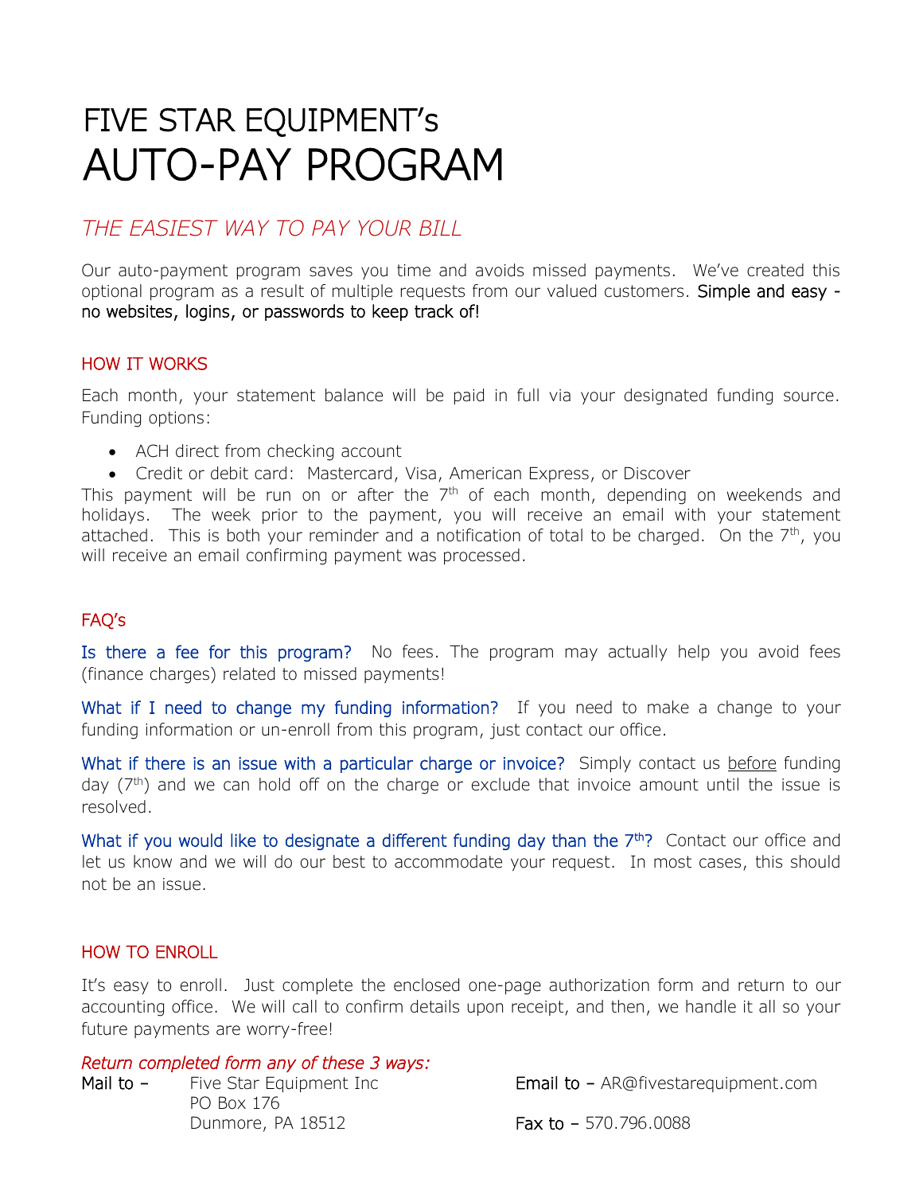# FIVE STAR EQUIPMENT's AUTO-PAY PROGRAM

## *THE EASIEST WAY TO PAY YOUR BILL*

Our auto-payment program saves you time and avoids missed payments. We've created this optional program as a result of multiple requests from our valued customers. Simple and easy - no websites, logins, or passwords to keep track of!

### HOW IT WORKS

Each month, your statement balance will be paid in full via your designated funding source. Funding options:

- ACH direct from checking account
- Credit or debit card: Mastercard, Visa, American Express, or Discover

This payment will be run on or after the 7th of each month, depending on weekends and holidays. The week prior to the payment, you will receive an email with your statement attached. This is both your reminder and a notification of total to be charged. On the 7th, you will receive an email confirming payment was processed.

### FAQ's

**Is there a fee for this program?** No fees. The program may actually help you avoid fees (finance charges) related to missed payments!

**What if I need to change my funding information?** If you need to make a change to your funding information or un-enroll from this program, just contact our office.

**What if there is an issue with a particular charge or invoice?** Simply contact us <u>before</u> funding day (7th) and we can hold off on the charge or exclude that invoice amount until the issue is resolved.

**What if you would like to designate a different funding day than the 7th?** Contact our office and let us know and we will do our best to accommodate your request. In most cases, this should not be an issue.

### HOW TO ENROLL

It's easy to enroll. Just complete the enclosed one-page authorization form and return to our accounting office. We will call to confirm details upon receipt, and then, we handle it all so your future payments are worry-free!

*Return completed form any of these 3 ways:*

Mail to – Five Star Equipment Inc
PO Box 176
Dunmore, PA 18512

Email to – AR@fivestarequipment.com

Fax to – 570.796.0088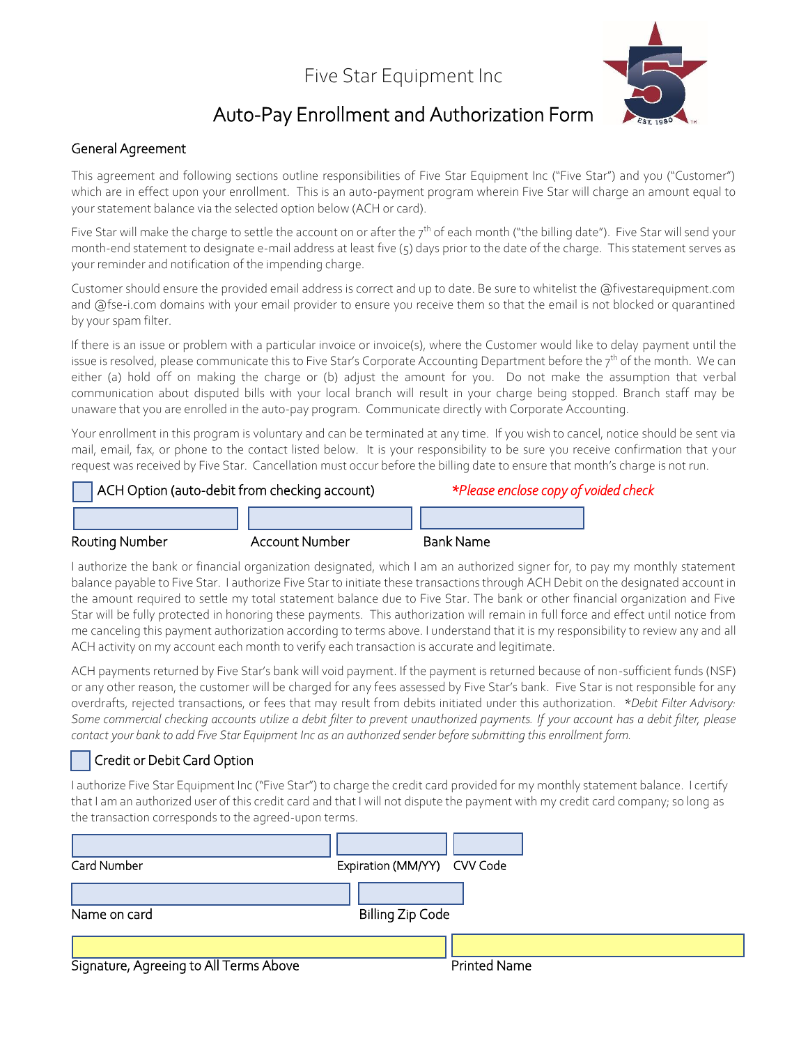# Five Star Equipment Inc

## Auto-Pay Enrollment and Authorization Form

### General Agreement

This agreement and following sections outline responsibilities of Five Star Equipment Inc ("Five Star") and you ("Customer") which are in effect upon your enrollment. This is an auto-payment program wherein Five Star will charge an amount equal to your statement balance via the selected option below (ACH or card).

Five Star will make the charge to settle the account on or after the 7th of each month ("the billing date"). Five Star will send your month-end statement to designate e-mail address at least five (5) days prior to the date of the charge. This statement serves as your reminder and notification of the impending charge.

Customer should ensure the provided email address is correct and up to date. Be sure to whitelist the @fivestarequipment.com and @fse-i.com domains with your email provider to ensure you receive them so that the email is not blocked or quarantined by your spam filter.

If there is an issue or problem with a particular invoice or invoice(s), where the Customer would like to delay payment until the issue is resolved, please communicate this to Five Star's Corporate Accounting Department before the 7th of the month. We can either (a) hold off on making the charge or (b) adjust the amount for you. Do not make the assumption that verbal communication about disputed bills with your local branch will result in your charge being stopped. Branch staff may be unaware that you are enrolled in the auto-pay program. Communicate directly with Corporate Accounting.

Your enrollment in this program is voluntary and can be terminated at any time. If you wish to cancel, notice should be sent via mail, email, fax, or phone to the contact listed below. It is your responsibility to be sure you receive confirmation that your request was received by Five Star. Cancellation must occur before the billing date to ensure that month's charge is not run.

☐ ACH Option (auto-debit from checking account) *\*Please enclose copy of voided check*

| Routing Number | Account Number | Bank Name |
|---|---|---|
| | | |

I authorize the bank or financial organization designated, which I am an authorized signer for, to pay my monthly statement balance payable to Five Star. I authorize Five Star to initiate these transactions through ACH Debit on the designated account in the amount required to settle my total statement balance due to Five Star. The bank or other financial organization and Five Star will be fully protected in honoring these payments. This authorization will remain in full force and effect until notice from me canceling this payment authorization according to terms above. I understand that it is my responsibility to review any and all ACH activity on my account each month to verify each transaction is accurate and legitimate.

ACH payments returned by Five Star's bank will void payment. If the payment is returned because of non-sufficient funds (NSF) or any other reason, the customer will be charged for any fees assessed by Five Star's bank. Five Star is not responsible for any overdrafts, rejected transactions, or fees that may result from debits initiated under this authorization. *\*Debit Filter Advisory: Some commercial checking accounts utilize a debit filter to prevent unauthorized payments. If your account has a debit filter, please contact your bank to add Five Star Equipment Inc as an authorized sender before submitting this enrollment form.*

☐ Credit or Debit Card Option

I authorize Five Star Equipment Inc ("Five Star") to charge the credit card provided for my monthly statement balance. I certify that I am an authorized user of this credit card and that I will not dispute the payment with my credit card company; so long as the transaction corresponds to the agreed-upon terms.

| Card Number | Expiration (MM/YY) | CVV Code |
|---|---|---|
| | | |

| Name on card | Billing Zip Code |
|---|---|
| | |

| Signature, Agreeing to All Terms Above | Printed Name |
|---|---|
| | |